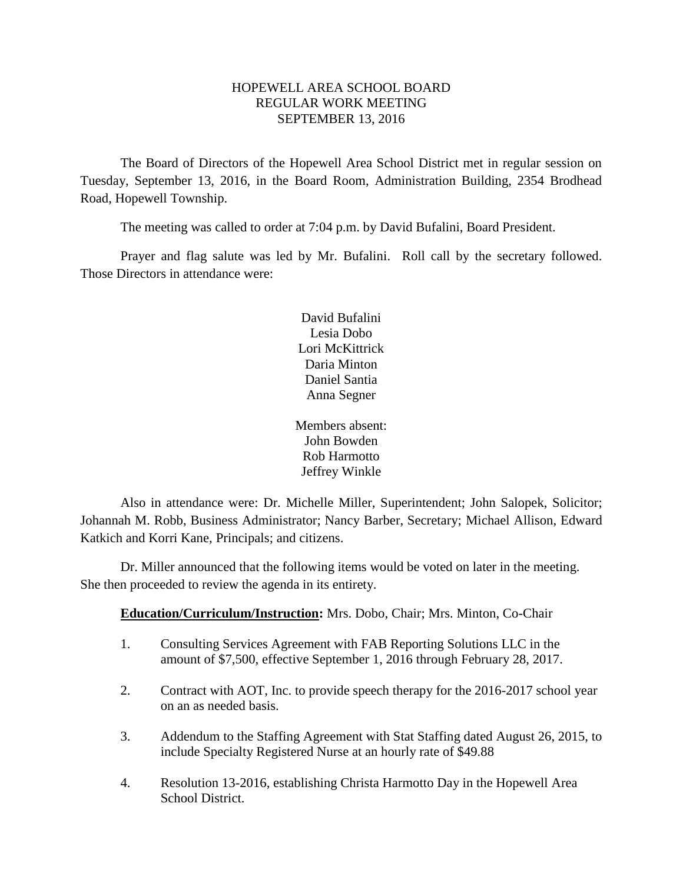# HOPEWELL AREA SCHOOL BOARD
## REGULAR WORK MEETING
## SEPTEMBER 13, 2016

The Board of Directors of the Hopewell Area School District met in regular session on Tuesday, September 13, 2016, in the Board Room, Administration Building, 2354 Brodhead Road, Hopewell Township.

The meeting was called to order at 7:04 p.m. by David Bufalini, Board President.

Prayer and flag salute was led by Mr. Bufalini. Roll call by the secretary followed. Those Directors in attendance were:

David Bufalini
Lesia Dobo
Lori McKittrick
Daria Minton
Daniel Santia
Anna Segner

Members absent:
John Bowden
Rob Harmotto
Jeffrey Winkle

Also in attendance were: Dr. Michelle Miller, Superintendent; John Salopek, Solicitor; Johannah M. Robb, Business Administrator; Nancy Barber, Secretary; Michael Allison, Edward Katkich and Korri Kane, Principals; and citizens.

Dr. Miller announced that the following items would be voted on later in the meeting. She then proceeded to review the agenda in its entirety.

**Education/Curriculum/Instruction:** Mrs. Dobo, Chair; Mrs. Minton, Co-Chair

1. Consulting Services Agreement with FAB Reporting Solutions LLC in the amount of $7,500, effective September 1, 2016 through February 28, 2017.

2. Contract with AOT, Inc. to provide speech therapy for the 2016-2017 school year on an as needed basis.

3. Addendum to the Staffing Agreement with Stat Staffing dated August 26, 2015, to include Specialty Registered Nurse at an hourly rate of $49.88

4. Resolution 13-2016, establishing Christa Harmotto Day in the Hopewell Area School District.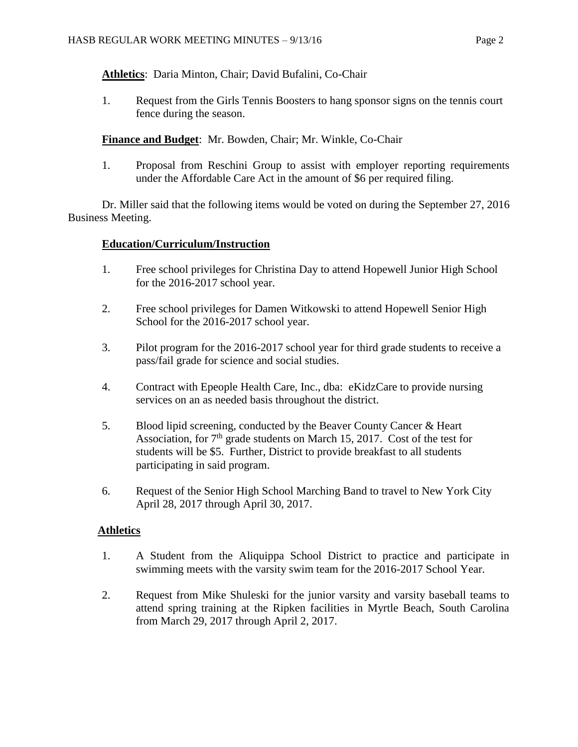**Athletics**: Daria Minton, Chair; David Bufalini, Co-Chair

1. Request from the Girls Tennis Boosters to hang sponsor signs on the tennis court fence during the season.

**Finance and Budget**: Mr. Bowden, Chair; Mr. Winkle, Co-Chair

1. Proposal from Reschini Group to assist with employer reporting requirements under the Affordable Care Act in the amount of $6 per required filing.

Dr. Miller said that the following items would be voted on during the September 27, 2016 Business Meeting.

**Education/Curriculum/Instruction**

1. Free school privileges for Christina Day to attend Hopewell Junior High School for the 2016-2017 school year.

2. Free school privileges for Damen Witkowski to attend Hopewell Senior High School for the 2016-2017 school year.

3. Pilot program for the 2016-2017 school year for third grade students to receive a pass/fail grade for science and social studies.

4. Contract with Epeople Health Care, Inc., dba: eKidzCare to provide nursing services on an as needed basis throughout the district.

5. Blood lipid screening, conducted by the Beaver County Cancer & Heart Association, for 7th grade students on March 15, 2017. Cost of the test for students will be $5. Further, District to provide breakfast to all students participating in said program.

6. Request of the Senior High School Marching Band to travel to New York City April 28, 2017 through April 30, 2017.

**Athletics**

1. A Student from the Aliquippa School District to practice and participate in swimming meets with the varsity swim team for the 2016-2017 School Year.

2. Request from Mike Shuleski for the junior varsity and varsity baseball teams to attend spring training at the Ripken facilities in Myrtle Beach, South Carolina from March 29, 2017 through April 2, 2017.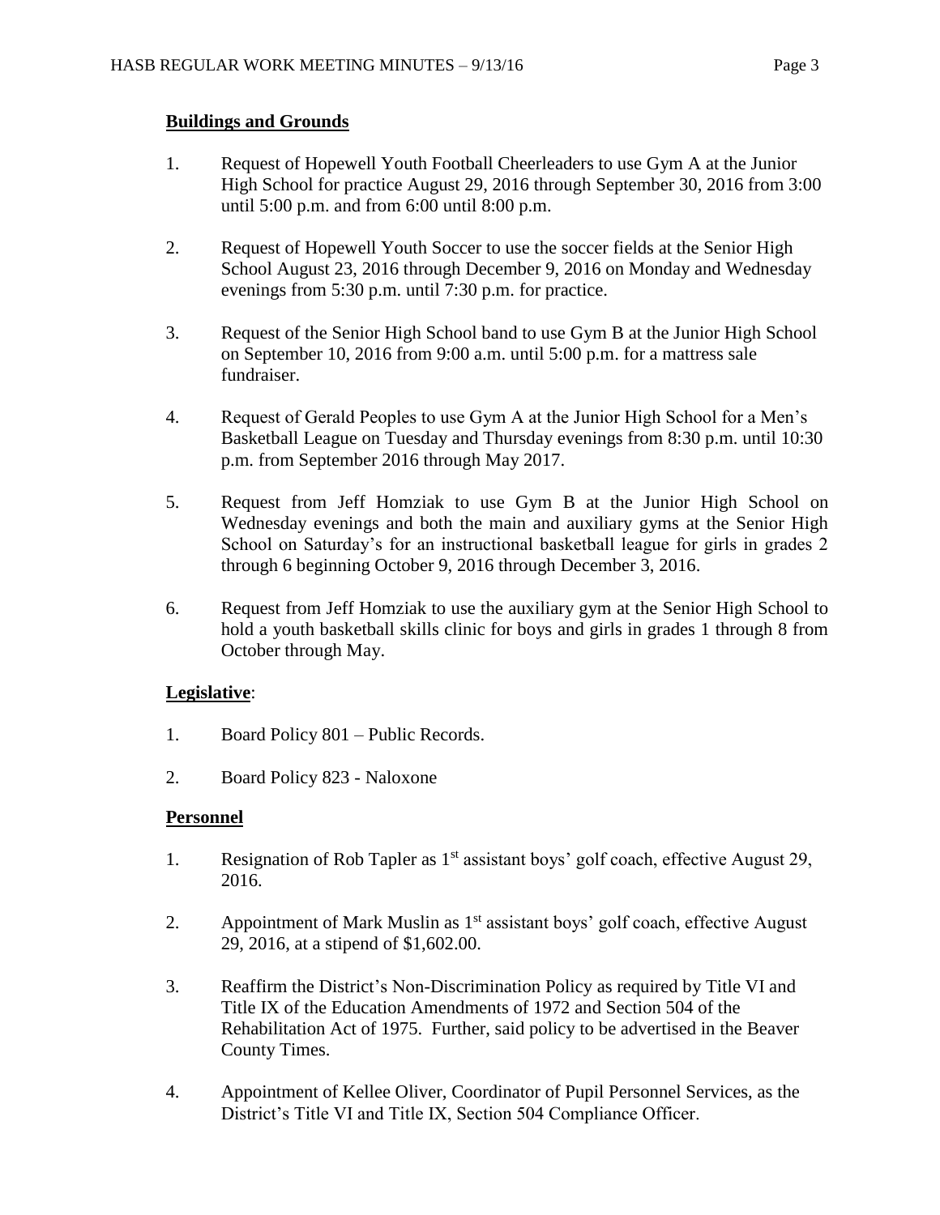## Buildings and Grounds

1. Request of Hopewell Youth Football Cheerleaders to use Gym A at the Junior High School for practice August 29, 2016 through September 30, 2016 from 3:00 until 5:00 p.m. and from 6:00 until 8:00 p.m.

2. Request of Hopewell Youth Soccer to use the soccer fields at the Senior High School August 23, 2016 through December 9, 2016 on Monday and Wednesday evenings from 5:30 p.m. until 7:30 p.m. for practice.

3. Request of the Senior High School band to use Gym B at the Junior High School on September 10, 2016 from 9:00 a.m. until 5:00 p.m. for a mattress sale fundraiser.

4. Request of Gerald Peoples to use Gym A at the Junior High School for a Men's Basketball League on Tuesday and Thursday evenings from 8:30 p.m. until 10:30 p.m. from September 2016 through May 2017.

5. Request from Jeff Homziak to use Gym B at the Junior High School on Wednesday evenings and both the main and auxiliary gyms at the Senior High School on Saturday's for an instructional basketball league for girls in grades 2 through 6 beginning October 9, 2016 through December 3, 2016.

6. Request from Jeff Homziak to use the auxiliary gym at the Senior High School to hold a youth basketball skills clinic for boys and girls in grades 1 through 8 from October through May.

## Legislative:

1. Board Policy 801 – Public Records.

2. Board Policy 823 - Naloxone

## Personnel

1. Resignation of Rob Tapler as 1st assistant boys' golf coach, effective August 29, 2016.

2. Appointment of Mark Muslin as 1st assistant boys' golf coach, effective August 29, 2016, at a stipend of $1,602.00.

3. Reaffirm the District's Non-Discrimination Policy as required by Title VI and Title IX of the Education Amendments of 1972 and Section 504 of the Rehabilitation Act of 1975. Further, said policy to be advertised in the Beaver County Times.

4. Appointment of Kellee Oliver, Coordinator of Pupil Personnel Services, as the District's Title VI and Title IX, Section 504 Compliance Officer.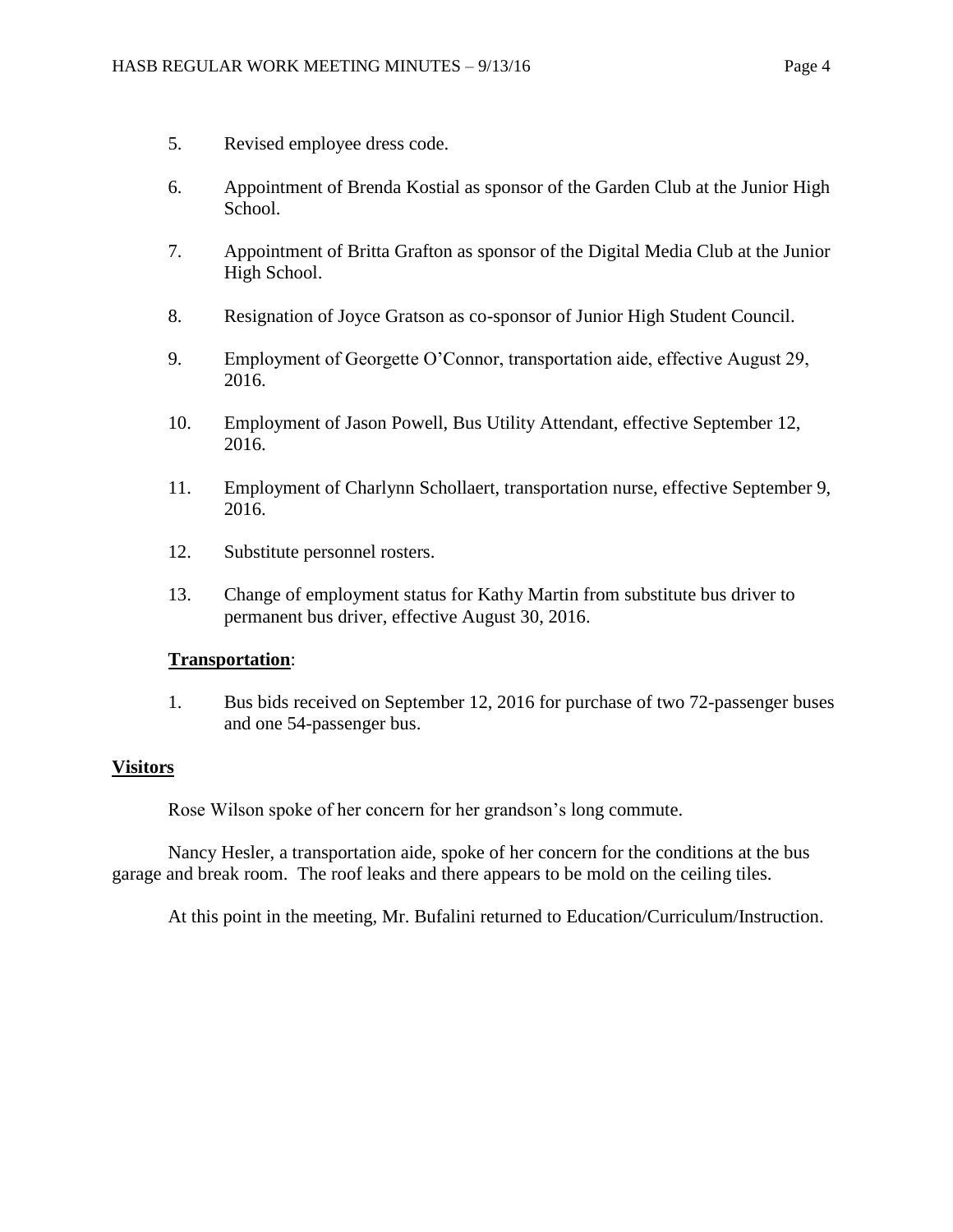5. Revised employee dress code.

6. Appointment of Brenda Kostial as sponsor of the Garden Club at the Junior High School.

7. Appointment of Britta Grafton as sponsor of the Digital Media Club at the Junior High School.

8. Resignation of Joyce Gratson as co-sponsor of Junior High Student Council.

9. Employment of Georgette O'Connor, transportation aide, effective August 29, 2016.

10. Employment of Jason Powell, Bus Utility Attendant, effective September 12, 2016.

11. Employment of Charlynn Schollaert, transportation nurse, effective September 9, 2016.

12. Substitute personnel rosters.

13. Change of employment status for Kathy Martin from substitute bus driver to permanent bus driver, effective August 30, 2016.

**Transportation**:

1. Bus bids received on September 12, 2016 for purchase of two 72-passenger buses and one 54-passenger bus.

**Visitors**

Rose Wilson spoke of her concern for her grandson's long commute.

Nancy Hesler, a transportation aide, spoke of her concern for the conditions at the bus garage and break room. The roof leaks and there appears to be mold on the ceiling tiles.

At this point in the meeting, Mr. Bufalini returned to Education/Curriculum/Instruction.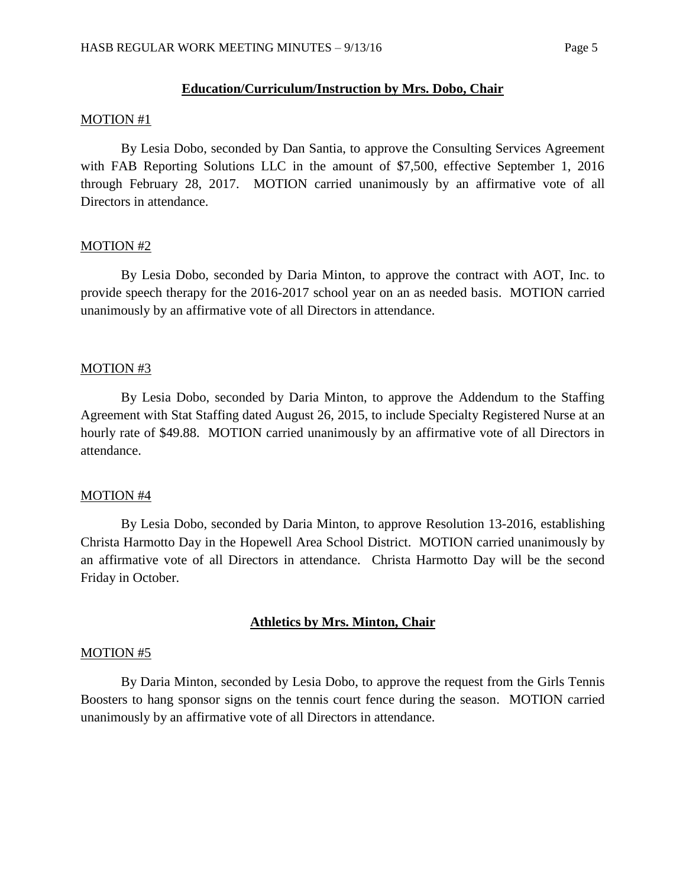**Education/Curriculum/Instruction by Mrs. Dobo, Chair**

MOTION #1

By Lesia Dobo, seconded by Dan Santia, to approve the Consulting Services Agreement with FAB Reporting Solutions LLC in the amount of $7,500, effective September 1, 2016 through February 28, 2017. MOTION carried unanimously by an affirmative vote of all Directors in attendance.

MOTION #2

By Lesia Dobo, seconded by Daria Minton, to approve the contract with AOT, Inc. to provide speech therapy for the 2016-2017 school year on an as needed basis. MOTION carried unanimously by an affirmative vote of all Directors in attendance.

MOTION #3

By Lesia Dobo, seconded by Daria Minton, to approve the Addendum to the Staffing Agreement with Stat Staffing dated August 26, 2015, to include Specialty Registered Nurse at an hourly rate of $49.88. MOTION carried unanimously by an affirmative vote of all Directors in attendance.

MOTION #4

By Lesia Dobo, seconded by Daria Minton, to approve Resolution 13-2016, establishing Christa Harmotto Day in the Hopewell Area School District. MOTION carried unanimously by an affirmative vote of all Directors in attendance. Christa Harmotto Day will be the second Friday in October.

**Athletics by Mrs. Minton, Chair**

MOTION #5

By Daria Minton, seconded by Lesia Dobo, to approve the request from the Girls Tennis Boosters to hang sponsor signs on the tennis court fence during the season. MOTION carried unanimously by an affirmative vote of all Directors in attendance.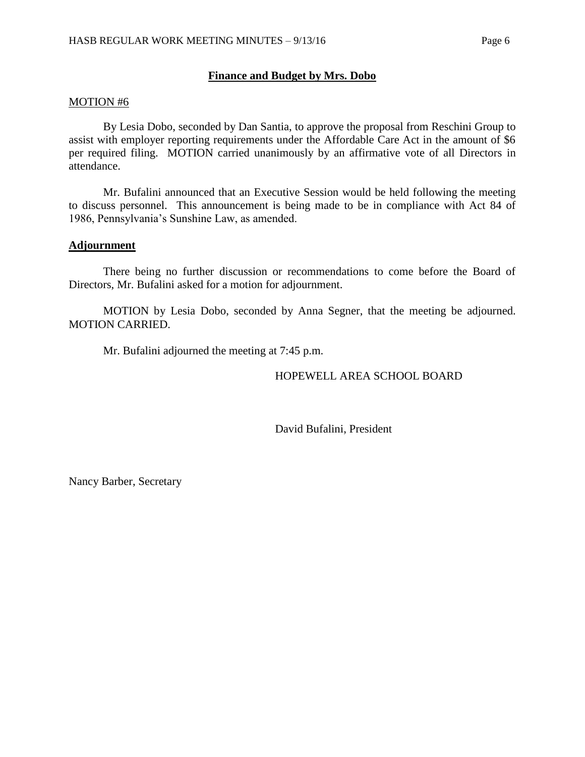## Finance and Budget by Mrs. Dobo

MOTION #6

By Lesia Dobo, seconded by Dan Santia, to approve the proposal from Reschini Group to assist with employer reporting requirements under the Affordable Care Act in the amount of $6 per required filing. MOTION carried unanimously by an affirmative vote of all Directors in attendance.

Mr. Bufalini announced that an Executive Session would be held following the meeting to discuss personnel. This announcement is being made to be in compliance with Act 84 of 1986, Pennsylvania's Sunshine Law, as amended.

## Adjournment

There being no further discussion or recommendations to come before the Board of Directors, Mr. Bufalini asked for a motion for adjournment.

MOTION by Lesia Dobo, seconded by Anna Segner, that the meeting be adjourned. MOTION CARRIED.

Mr. Bufalini adjourned the meeting at 7:45 p.m.

HOPEWELL AREA SCHOOL BOARD

David Bufalini, President

Nancy Barber, Secretary